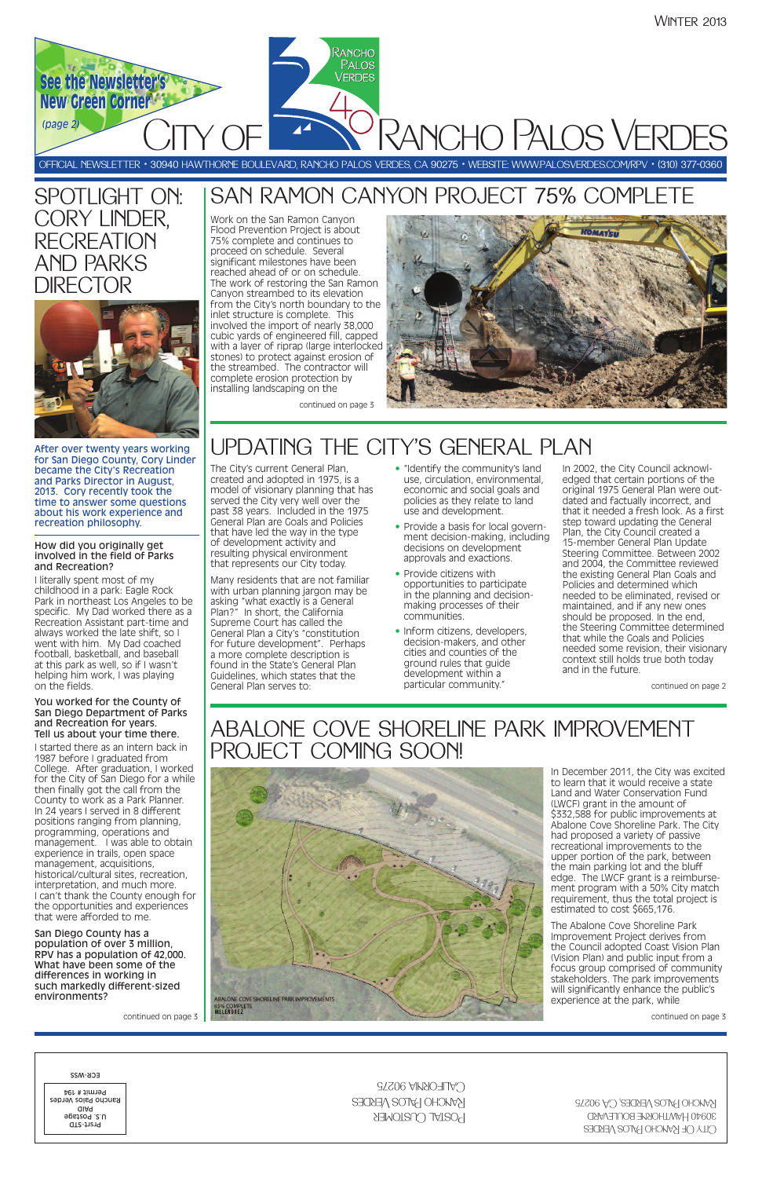WINTER 2013

See the Newsletter's New Green Corner (page 2)

# CITY OF RANCHO PALOS VERDES

OFFICIAL NEWSLETTER • 30940 HAWTHORNE BOULEVARD, RANCHO PALOS VERDES, CA 90275 • WEBSITE: WWW.PALOSVERDES.COM/RPV • (310) 377-0360

## SPOTLIGHT ON: CORY LINDER, RECREATION AND PARKS DIRECTOR

After over twenty years working for San Diego County, Cory Linder became the City's Recreation and Parks Director in August, 2013. Cory recently took the time to answer some questions about his work experience and recreation philosophy.

**How did you originally get involved in the field of Parks and Recreation?**

I literally spent most of my childhood in a park: Eagle Rock Park in northeast Los Angeles to be specific. My Dad worked there as a Recreation Assistant part-time and always worked the late shift, so I went with him. My Dad coached football, basketball, and baseball at this park as well, so if I wasn't helping him work, I was playing on the fields.

**You worked for the County of San Diego Department of Parks and Recreation for years. Tell us about your time there.**

I started there as an intern back in 1987 before I graduated from College. After graduation, I worked for the City of San Diego for a while then finally got the call from the County to work as a Park Planner. In 24 years I served in 8 different positions ranging from planning, programming, operations and management. I was able to obtain experience in trails, open space management, acquisitions, historical/cultural sites, recreation, interpretation, and much more. I can't thank the County enough for the opportunities and experiences that were afforded to me.

**San Diego County has a population of over 3 million, RPV has a population of 42,000. What have been some of the differences in working in such markedly different-sized environments?**

continued on page 3

## SAN RAMON CANYON PROJECT 75% COMPLETE

Work on the San Ramon Canyon Flood Prevention Project is about 75% complete and continues to proceed on schedule. Several significant milestones have been reached ahead of or on schedule. The work of restoring the San Ramon Canyon streambed to its elevation from the City's north boundary to the inlet structure is complete. This involved the import of nearly 38,000 cubic yards of engineered fill, capped with a layer of riprap (large interlocked stones) to protect against erosion of the streambed. The contractor will complete erosion protection by installing landscaping on the

continued on page 3

## UPDATING THE CITY'S GENERAL PLAN

The City's current General Plan, created and adopted in 1975, is a model of visionary planning that has served the City very well over the past 38 years. Included in the 1975 General Plan are Goals and Policies that have led the way in the type of development activity and resulting physical environment that represents our City today.

Many residents that are not familiar with urban planning jargon may be asking "what exactly is a General Plan?" In short, the California Supreme Court has called the General Plan a City's "constitution for future development". Perhaps a more complete description is found in the State's General Plan Guidelines, which states that the General Plan serves to:

- "Identify the community's land use, circulation, environmental, economic and social goals and policies as they relate to land use and development.
- Provide a basis for local government decision-making, including decisions on development approvals and exactions.
- Provide citizens with opportunities to participate in the planning and decision-making processes of their communities.
- Inform citizens, developers, decision-makers, and other cities and counties of the ground rules that guide development within a particular community."

In 2002, the City Council acknowledged that certain portions of the original 1975 General Plan were outdated and factually incorrect, and that it needed a fresh look. As a first step toward updating the General Plan, the City Council created a 15-member General Plan Update Steering Committee. Between 2002 and 2004, the Committee reviewed the existing General Plan Goals and Policies and determined which needed to be eliminated, revised or maintained, and if any new ones should be proposed. In the end, the Steering Committee determined that while the Goals and Policies needed some revision, their visionary context still holds true both today and in the future.

continued on page 2

## ABALONE COVE SHORELINE PARK IMPROVEMENT PROJECT COMING SOON!

ABALONE COVE SHORELINE PARK IMPROVEMENTS 65% COMPLETE MELENDREZ

In December 2011, the City was excited to learn that it would receive a state Land and Water Conservation Fund (LWCF) grant in the amount of $332,588 for public improvements at Abalone Cove Shoreline Park. The City had proposed a variety of passive recreational improvements to the upper portion of the park, between the main parking lot and the bluff edge. The LWCF grant is a reimbursement program with a 50% City match requirement, thus the total project is estimated to cost $665,176.

The Abalone Cove Shoreline Park Improvement Project derives from the Council adopted Coast Vision Plan (Vision Plan) and public input from a focus group comprised of community stakeholders. The park improvements will significantly enhance the public's experience at the park, while

continued on page 3

CITY OF RANCHO PALOS VERDES
30940 HAWTHORNE BOULEVARD
RANCHO PALOS VERDES, CA 90275

POSTAL CUSTOMER
RANCHO PALOS VERDES
CALIFORNIA 90275

ECR-WSS

Prsrt-STD
U.S. Postage
PAID
Rancho Palos Verdes
Permit # 194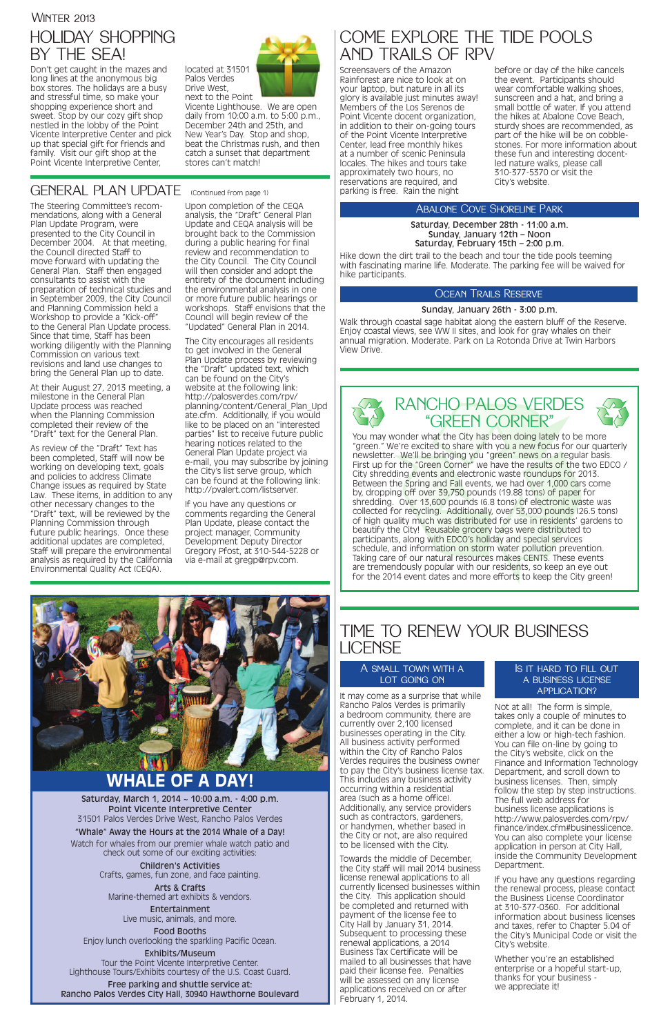Winter 2013

# Holiday Shopping by the Sea!

Don't get caught in the mazes and long lines at the anonymous big box stores. The holidays are a busy and stressful time, so make your shopping experience short and sweet. Stop by our cozy gift shop nestled in the lobby of the Point Vicente Interpretive Center and pick up that special gift for friends and family. Visit our gift shop at the Point Vicente Interpretive Center, located at 31501 Palos Verdes Drive West, next to the Point Vicente Lighthouse. We are open daily from 10:00 a.m. to 5:00 p.m., December 24th and 25th, and New Year's Day. Stop and shop, beat the Christmas rush, and then catch a sunset that department stores can't match!

# General Plan Update

(Continued from page 1)

The Steering Committee's recommendations, along with a General Plan Update Program, were presented to the City Council in December 2004. At that meeting, the Council directed Staff to move forward with updating the General Plan. Staff then engaged consultants to assist with the preparation of technical studies and in September 2009, the City Council and Planning Commission held a Workshop to provide a "Kick-off" to the General Plan Update process. Since that time, Staff has been working diligently with the Planning Commission on various text revisions and land use changes to bring the General Plan up to date.

At their August 27, 2013 meeting, a milestone in the General Plan Update process was reached when the Planning Commission completed their review of the "Draft" text for the General Plan.

As review of the "Draft" Text has been completed, Staff will now be working on developing text, goals and policies to address Climate Change issues as required by State Law. These items, in addition to any other necessary changes to the "Draft" text, will be reviewed by the Planning Commission through future public hearings. Once these additional updates are completed, Staff will prepare the environmental analysis as required by the California Environmental Quality Act (CEQA).

Upon completion of the CEQA analysis, the "Draft" General Plan Update and CEQA analysis will be brought back to the Commission during a public hearing for final review and recommendation to the City Council. The City Council will then consider and adopt the entirety of the document including the environmental analysis in one or more future public hearings or workshops. Staff envisions that the Council will begin review of the "Updated" General Plan in 2014.

The City encourages all residents to get involved in the General Plan Update process by reviewing the "Draft" updated text, which can be found on the City's website at the following link: http://palosverdes.com/rpv/planning/content/General_Plan_Update.cfm. Additionally, if you would like to be placed on an "interested parties" list to receive future public hearing notices related to the General Plan Update project via e-mail, you may subscribe by joining the City's list serve group, which can be found at the following link: http://pvalert.com/listserver.

If you have any questions or comments regarding the General Plan Update, please contact the project manager, Community Development Deputy Director Gregory Pfost, at 310-544-5228 or via e-mail at gregp@rpv.com.

# Whale of a Day!

**Saturday, March 1, 2014 – 10:00 a.m. - 4:00 p.m.**
**Point Vicente Interpretive Center**
31501 Palos Verdes Drive West, Rancho Palos Verdes

**"Whale" Away the Hours at the 2014 Whale of a Day!**
Watch for whales from our premier whale watch patio and check out some of our exciting activities:

**Children's Activities**
Crafts, games, fun zone, and face painting.

**Arts & Crafts**
Marine-themed art exhibits & vendors.

**Entertainment**
Live music, animals, and more.

**Food Booths**
Enjoy lunch overlooking the sparkling Pacific Ocean.

**Exhibits/Museum**
Tour the Point Vicente Interpretive Center.
Lighthouse Tours/Exhibits courtesy of the U.S. Coast Guard.

**Free parking and shuttle service at:**
**Rancho Palos Verdes City Hall, 30940 Hawthorne Boulevard**

# Come Explore the Tide Pools and Trails of RPV

Screensavers of the Amazon Rainforest are nice to look at on your laptop, but nature in all its glory is available just minutes away! Members of the Los Serenos de Point Vicente docent organization, in addition to their on-going tours of the Point Vicente Interpretive Center, lead free monthly hikes at a number of scenic Peninsula locales. The hikes and tours take approximately two hours, no reservations are required, and parking is free. Rain the night before or day of the hike cancels the event. Participants should wear comfortable walking shoes, sunscreen and a hat, and bring a small bottle of water. If you attend the hikes at Abalone Cove Beach, sturdy shoes are recommended, as part of the hike will be on cobble-stones. For more information about these fun and interesting docent-led nature walks, please call 310-377-5370 or visit the City's website.

## Abalone Cove Shoreline Park

**Saturday, December 28th - 11:00 a.m.**
**Sunday, January 12th – Noon**
**Saturday, February 15th – 2:00 p.m.**

Hike down the dirt trail to the beach and tour the tide pools teeming with fascinating marine life. Moderate. The parking fee will be waived for hike participants.

## Ocean Trails Reserve

**Sunday, January 26th - 3:00 p.m.**

Walk through coastal sage habitat along the eastern bluff of the Reserve. Enjoy coastal views, see WW II sites, and look for gray whales on their annual migration. Moderate. Park on La Rotonda Drive at Twin Harbors View Drive.

# Rancho Palos Verdes "Green Corner"

You may wonder what the City has been doing lately to be more "green." We're excited to share with you a new focus for our quarterly newsletter. We'll be bringing you "green" news on a regular basis. First up for the "Green Corner" we have the results of the two EDCO / City shredding events and electronic waste roundups for 2013. Between the Spring and Fall events, we had over 1,000 cars come by, dropping off over 39,750 pounds (19.88 tons) of paper for shredding. Over 13,600 pounds (6.8 tons) of electronic waste was collected for recycling. Additionally, over 53,000 pounds (26.5 tons) of high quality mulch was distributed for use in residents' gardens to beautify the City! Reusable grocery bags were distributed to participants, along with EDCO's holiday and special services schedule, and information on storm water pollution prevention. Taking care of our natural resources makes CENTS. These events are tremendously popular with our residents, so keep an eye out for the 2014 event dates and more efforts to keep the City green!

# Time to Renew Your Business License

## A Small Town with a Lot Going On

It may come as a surprise that while Rancho Palos Verdes is primarily a bedroom community, there are currently over 2,100 licensed businesses operating in the City. All business activity performed within the City of Rancho Palos Verdes requires the business owner to pay the City's business license tax. This includes any business activity occurring within a residential area (such as a home office). Additionally, any service providers such as contractors, gardeners, or handymen, whether based in the City or not, are also required to be licensed with the City.

Towards the middle of December, the City staff will mail 2014 business license renewal applications to all currently licensed businesses within the City. This application should be completed and returned with payment of the license fee to City Hall by January 31, 2014. Subsequent to processing these renewal applications, a 2014 Business Tax Certificate will be mailed to all businesses that have paid their license fee. Penalties will be assessed on any license applications received on or after February 1, 2014.

## Is It Hard to Fill Out a Business License Application?

Not at all! The form is simple, takes only a couple of minutes to complete, and it can be done in either a low or high-tech fashion. You can file on-line by going to the City's website, click on the Finance and Information Technology Department, and scroll down to business licenses. Then, simply follow the step by step instructions. The full web address for business license applications is http://www.palosverdes.com/rpv/finance/index.cfm#businesslicence. You can also complete your license application in person at City Hall, inside the Community Development Department.

If you have any questions regarding the renewal process, please contact the Business License Coordinator at 310-377-0360. For additional information about business licenses and taxes, refer to Chapter 5.04 of the City's Municipal Code or visit the City's website.

Whether you're an established enterprise or a hopeful start-up, thanks for your business - we appreciate it!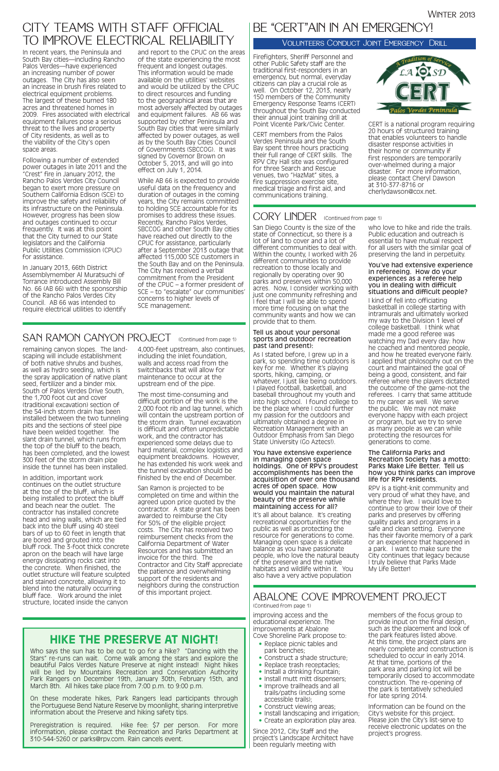# CITY TEAMS WITH STAFF OFFICIAL TO IMPROVE ELECTRICAL RELIABILITY

In recent years, the Peninsula and South Bay cities—including Rancho Palos Verdes—have experienced an increasing number of power outages. The City has also seen an increase in brush fires related to electrical equipment problems. The largest of these burned 180 acres and threatened homes in 2009. Fires associated with electrical equipment failures pose a serious threat to the lives and property of City residents, as well as to the viability of the City's open space areas.

Following a number of extended power outages in late 2011 and the "Crest" fire in January 2012, the Rancho Palos Verdes City Council began to exert more pressure on Southern California Edison (SCE) to improve the safety and reliability of its infrastructure on the Peninsula. However, progress has been slow and outages continued to occur frequently. It was at this point that the City turned to our State legislators and the California Public Utilities Commission (CPUC) for assistance.

In January 2013, 66th District Assemblymember Al Muratsuchi of Torrance introduced Assembly Bill No. 66 (AB 66) with the sponsorship of the Rancho Palos Verdes City Council. AB 66 was intended to require electrical utilities to identify and report to the CPUC on the areas of the state experiencing the most frequent and longest outages. This information would be made available on the utilities' websites and would be utilized by the CPUC to direct resources and funding to the geographical areas that are most adversely affected by outages and equipment failures. AB 66 was supported by other Peninsula and South Bay cities that were similarly affected by power outages, as well as by the South Bay Cities Council of Governments (SBCCOG). It was signed by Governor Brown on October 5, 2013, and will go into effect on July 1, 2014.

While AB 66 is expected to provide useful data on the frequency and duration of outages in the coming years, the City remains committed to holding SCE accountable for its promises to address these issues. Recently, Rancho Palos Verdes, SBCCOG and other South Bay cities have reached out directly to the CPUC for assistance, particularly after a September 2013 outage that affected 115,000 SCE customers in the South Bay and on the Peninsula. The City has received a verbal commitment from the President of the CPUC – a former president of SCE – to "escalate" our communities' concerns to higher levels of SCE management.

# SAN RAMON CANYON PROJECT (Continued from page 1)

remaining canyon slopes. The landscaping will include establishment of both native shrubs and bushes, as well as hydro seeding, which is the spray application of native plant seed, fertilizer and a binder mix. South of Palos Verdes Drive South, the 1,700 foot cut and cover (traditional excavation) section of the 54-inch storm drain has been installed between the two tunneling pits and the sections of steel pipe have been welded together. The slant drain tunnel, which runs from the top of the bluff to the beach, has been completed, and the lowest 300 feet of the storm drain pipe inside the tunnel has been installed.

In addition, important work continues on the outlet structure at the toe of the bluff, which is being installed to protect the bluff and beach near the outlet. The contractor has installed concrete head and wing walls, which are tied back into the bluff using 40 steel bars of up to 60 feet in length that are bored and grouted into the bluff rock. The 3-foot thick concrete apron on the beach will have large energy dissipating rocks cast into the concrete. When finished, the outlet structure will feature sculpted and stained concrete, allowing it to blend into the naturally occurring bluff face. Work around the inlet structure, located inside the canyon 4,000-feet upstream, also continues, including the inlet foundation, walls and access road from the switchbacks that will allow for maintenance to occur at the upstream end of the pipe.

The most time-consuming and difficult portion of the work is the 2,000 foot rib and lag tunnel, which will contain the upstream portion of the storm drain. Tunnel excavation is difficult and often unpredictable work, and the contractor has experienced some delays due to hard material, complex logistics and equipment breakdowns. However, he has extended his work week and the tunnel excavation should be finished by the end of December.

San Ramon is projected to be completed on time and within the agreed upon price quoted by the contractor. A state grant has been awarded to reimburse the City for 50% of the eligible project costs. The City has received two reimbursement checks from the California Department of Water Resources and has submitted an invoice for the third. The Contractor and City Staff appreciate the patience and overwhelming support of the residents and neighbors during the construction of this important project.

## HIKE THE PRESERVE AT NIGHT!

Who says the sun has to be out to go for a hike? "Dancing with the Stars" re-runs can wait. Come walk among the stars and explore the beautiful Palos Verdes Nature Preserve at night instead! Night hikes will be led by Mountains Recreation and Conservation Authority Park Rangers on December 19th, January 30th, February 15th, and March 8th. All hikes take place from 7:00 p.m. to 9:00 p.m.

On these moderate hikes, Park Rangers lead participants through the Portuguese Bend Nature Reserve by moonlight, sharing interpretive information about the Preserve and hiking safety tips.

Preregistration is required. Hike fee: $7 per person. For more information, please contact the Recreation and Parks Department at 310-544-5260 or parks@rpv.com. Rain cancels event.

# BE "CERT"AIN IN AN EMERGENCY!

## Volunteers Conduct Joint Emergency Drill

Firefighters, Sheriff Personnel and other Public Safety staff are the traditional first-responders in an emergency, but normal, everyday citizens can play a crucial role as well. On October 12, 2013, nearly 150 members of the Community Emergency Response Teams (CERT) throughout the South Bay conducted their annual joint training drill at Point Vicente Park/Civic Center.

CERT members from the Palos Verdes Peninsula and the South Bay spent three hours practicing their full range of CERT skills. The RPV City Hall site was configured for three Search and Rescue venues, two "HazMat" sites, a fire suppression exercise site, medical triage and first aid, and communications training.

CERT is a national program requiring 20 hours of structured training that enables volunteers to handle disaster response activities in their home or community if first responders are temporarily over-whelmed during a major disaster. For more information, please contact Cheryl Dawson at 310-377-8716 or cherlydawson@cox.net.

# CORY LINDER (Continued from page 1)

San Diego County is the size of the state of Connecticut, so there is a lot of land to cover and a lot of different communities to deal with. Within the county, I worked with 26 different communities to provide recreation to those locally and regionally by operating over 90 parks and preserves within 50,000 acres. Now, I consider working with just one community refreshing and I feel that I will be able to spend more time focusing on what the community wants and how we can provide that to them.

**Tell us about your personal sports and outdoor recreation past (and present):**

As I stated before, I grew up in a park, so spending time outdoors is key for me. Whether it's playing sports, hiking, camping, or whatever, I just like being outdoors. I played football, basketball, and baseball throughout my youth and into high school. I found college to be the place where I could further my passion for the outdoors and ultimately obtained a degree in Recreation Management with an Outdoor Emphasis from San Diego State University (Go Aztecs!).

**You have extensive experience in managing open space holdings. One of RPV's proudest accomplishments has been the acquisition of over one thousand acres of open space. How would you maintain the natural beauty of the preserve while maintaining access for all?**

It's all about balance. It's creating recreational opportunities for the public as well as protecting the resource for generations to come. Managing open space is a delicate balance as you have passionate people, who love the natural beauty of the preserve and the native habitats and wildlife within it. You also have a very active population who love to hike and ride the trails. Public education and outreach is essential to have mutual respect for all users with the similar goal of preserving the land in perpetuity.

**You've had extensive experience in refereeing. How do your experiences as a referee help you in dealing with difficult situations and difficult people?**

I kind of fell into officiating basketball in college starting with intramurals and ultimately worked my way to the Division 1 level of college basketball. I think what made me a good referee was watching my Dad every day: how he coached and mentored people, and how he treated everyone fairly. I applied that philosophy out on the court and maintained the goal of being a good, consistent, and fair referee where the players dictated the outcome of the game-not the referees. I carry that same attitude to my career as well. We serve the public. We may not make everyone happy with each project or program, but we try to serve as many people as we can while protecting the resources for generations to come.

**The California Parks and Recreation Society has a motto: Parks Make Life Better. Tell us how you think parks can improve life for RPV residents.**

RPV is a tight-knit community and very proud of what they have, and where they live. I would love to continue to grow their love of their parks and preserves by offering quality parks and programs in a safe and clean setting. Everyone has their favorite memory of a park or an experience that happened in a park. I want to make sure the City continues that legacy because I truly believe that Parks Made My Life Better!

# ABALONE COVE IMPROVEMENT PROJECT

(Continued from page 1)

improving access and the educational experience. The improvements at Abalone Cove Shoreline Park propose to:

- Replace picnic tables and park benches;
- Construct a shade structure;
- Replace trash receptacles;
- Install a drinking fountain;
- Install mutt mitt dispensers;
- Improve trailheads and all trails/paths (including some accessible trails);
- Construct viewing areas;
- Install landscaping and irrigation;
- Create an exploration play area.

Since 2012, City Staff and the project's Landscape Architect have been regularly meeting with members of the focus group to provide input on the final design, such as the placement and look of the park features listed above. At this time, the project plans are nearly complete and construction is scheduled to occur in early 2014. At that time, portions of the park area and parking lot will be temporarily closed to accommodate construction. The re-opening of the park is tentatively scheduled for late spring 2014.

Information can be found on the City's website for this project. Please join the City's list-serve to receive electronic updates on the project's progress.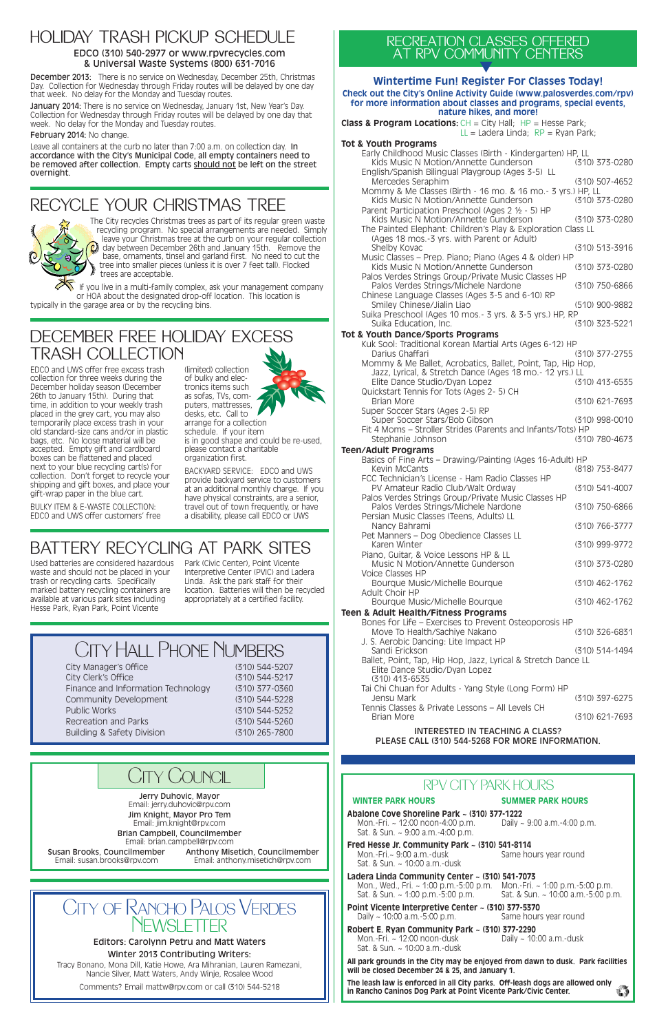# HOLIDAY TRASH PICKUP SCHEDULE

**EDCO (310) 540-2977 or www.rpvrecycles.com**
**& Universal Waste Systems (800) 631-7016**

**December 2013:** There is no service on Wednesday, December 25th, Christmas Day. Collection for Wednesday through Friday routes will be delayed by one day that week. No delay for the Monday and Tuesday routes.

**January 2014:** There is no service on Wednesday, January 1st, New Year's Day. Collection for Wednesday through Friday routes will be delayed by one day that week. No delay for the Monday and Tuesday routes.

**February 2014:** No change.

Leave all containers at the curb no later than 7:00 a.m. on collection day. **In accordance with the City's Municipal Code, all empty containers need to be removed after collection. Empty carts should not be left on the street overnight.**

# RECYCLE YOUR CHRISTMAS TREE

The City recycles Christmas trees as part of its regular green waste recycling program. No special arrangements are needed. Simply leave your Christmas tree at the curb on your regular collection day between December 26th and January 15th. Remove the base, ornaments, tinsel and garland first. No need to cut the tree into smaller pieces (unless it is over 7 feet tall). Flocked trees are acceptable.

If you live in a multi-family complex, ask your management company or HOA about the designated drop-off location. This location is typically in the garage area or by the recycling bins.

# DECEMBER FREE HOLIDAY EXCESS TRASH COLLECTION

EDCO and UWS offer free excess trash collection for three weeks during the December holiday season (December 26th to January 15th). During that time, in addition to your weekly trash placed in the grey cart, you may also temporarily place excess trash in your old standard-size cans and/or in plastic bags, etc. No loose material will be accepted. Empty gift and cardboard boxes can be flattened and placed next to your blue recycling cart(s) for collection. Don't forget to recycle your shipping and gift boxes, and place your gift-wrap paper in the blue cart.

BULKY ITEM & E-WASTE COLLECTION: EDCO and UWS offer customers' free (limited) collection of bulky and electronics items such as sofas, TVs, computers, mattresses, desks, etc. Call to arrange for a collection schedule. If your item is in good shape and could be re-used, please contact a charitable organization first.

BACKYARD SERVICE: EDCO and UWS provide backyard service to customers at an additional monthly charge. If you have physical constraints, are a senior, travel out of town frequently, or have a disability, please call EDCO or UWS

# BATTERY RECYCLING AT PARK SITES

Used batteries are considered hazardous waste and should not be placed in your trash or recycling carts. Specifically marked battery recycling containers are available at various park sites including Hesse Park, Ryan Park, Point Vicente Park (Civic Center), Point Vicente Interpretive Center (PVIC) and Ladera Linda. Ask the park staff for their location. Batteries will then be recycled appropriately at a certified facility.

# CITY HALL PHONE NUMBERS

| | |
|---|---|
| City Manager's Office | (310) 544-5207 |
| City Clerk's Office | (310) 544-5217 |
| Finance and Information Technology | (310) 377-0360 |
| Community Development | (310) 544-5228 |
| Public Works | (310) 544-5252 |
| Recreation and Parks | (310) 544-5260 |
| Building & Safety Division | (310) 265-7800 |

# CITY COUNCIL

**Jerry Duhovic, Mayor**
Email: jerry.duhovic@rpv.com

**Jim Knight, Mayor Pro Tem**
Email: jim.knight@rpv.com

**Brian Campbell, Councilmember**
Email: brian.campbell@rpv.com

**Susan Brooks, Councilmember**
Email: susan.brooks@rpv.com

**Anthony Misetich, Councilmember**
Email: anthony.misetich@rpv.com

# CITY OF RANCHO PALOS VERDES NEWSLETTER

**Editors: Carolynn Petru and Matt Waters**

**Winter 2013 Contributing Writers:**
Tracy Bonano, Mona Dill, Katie Howe, Ara Mihranian, Lauren Ramezani, Nancie Silver, Matt Waters, Andy Winje, Rosalee Wood

Comments? Email mattw@rpv.com or call (310) 544-5218

# RECREATION CLASSES OFFERED AT RPV COMMUNITY CENTERS

## Wintertime Fun! Register For Classes Today!

**Check out the City's Online Activity Guide (www.palosverdes.com/rpv) for more information about classes and programs, special events, nature hikes, and more!**

**Class & Program Locations:** CH = City Hall; HP = Hesse Park; LL = Ladera Linda; RP = Ryan Park;

**Tot & Youth Programs**

| Class / Instructor | Phone |
|---|---|
| Early Childhood Music Classes (Birth - Kindergarten) HP, LL — Kids Music N Motion/Annette Gunderson | (310) 373-0280 |
| English/Spanish Bilingual Playgroup (Ages 3-5) LL — Mercedes Seraphim | (310) 507-4652 |
| Mommy & Me Classes (Birth - 16 mo. & 16 mo.- 3 yrs.) HP, LL — Kids Music N Motion/Annette Gunderson | (310) 373-0280 |
| Parent Participation Preschool (Ages 2 ½ - 5) HP — Kids Music N Motion/Annette Gunderson | (310) 373-0280 |
| The Painted Elephant: Children's Play & Exploration Class LL (Ages 18 mos.-3 yrs. with Parent or Adult) — Shelby Kovac | (310) 513-3916 |
| Music Classes – Prep. Piano; Piano (Ages 4 & older) HP — Kids Music N Motion/Annette Gunderson | (310) 373-0280 |
| Palos Verdes Strings Group/Private Music Classes HP — Palos Verdes Strings/Michele Nardone | (310) 750-6866 |
| Chinese Language Classes (Ages 3-5 and 6-10) RP — Smiley Chinese/Jialin Liao | (510) 900-9882 |
| Suika Preschool (Ages 10 mos.- 3 yrs. & 3-5 yrs.) HP, RP — Suika Education, Inc. | (310) 323-5221 |

**Tot & Youth Dance/Sports Programs**

| Class / Instructor | Phone |
|---|---|
| Kuk Sool: Traditional Korean Martial Arts (Ages 6-12) HP — Darius Ghaffari | (310) 377-2755 |
| Mommy & Me Ballet, Acrobatics, Ballet, Point, Tap, Hip Hop, Jazz, Lyrical, & Stretch Dance (Ages 18 mo.- 12 yrs.) LL — Elite Dance Studio/Dyan Lopez | (310) 413-6535 |
| Quickstart Tennis for Tots (Ages 2- 5) CH — Brian More | (310) 621-7693 |
| Super Soccer Stars (Ages 2-5) RP — Super Soccer Stars/Bob Gibson | (310) 998-0010 |
| Fit 4 Moms – Stroller Strides (Parents and Infants/Tots) HP — Stephanie Johnson | (310) 780-4673 |

**Teen/Adult Programs**

| Class / Instructor | Phone |
|---|---|
| Basics of Fine Arts – Drawing/Painting (Ages 16-Adult) HP — Kevin McCants | (818) 753-8477 |
| FCC Technician's License - Ham Radio Classes HP — PV Amateur Radio Club/Walt Ordway | (310) 541-4007 |
| Palos Verdes Strings Group/Private Music Classes HP — Palos Verdes Strings/Michele Nardone | (310) 750-6866 |
| Persian Music Classes (Teens, Adults) LL — Nancy Bahrami | (310) 766-3777 |
| Pet Manners – Dog Obedience Classes LL — Karen Winter | (310) 999-9772 |
| Piano, Guitar, & Voice Lessons HP & LL — Music N Motion/Annette Gunderson | (310) 373-0280 |
| Voice Classes HP — Bourque Music/Michelle Bourque | (310) 462-1762 |
| Adult Choir HP — Bourque Music/Michelle Bourque | (310) 462-1762 |

**Teen & Adult Health/Fitness Programs**

| Class / Instructor | Phone |
|---|---|
| Bones for Life – Exercises to Prevent Osteoporosis HP — Move To Health/Sachiye Nakano | (310) 326-6831 |
| J. S. Aerobic Dancing: Lite Impact HP — Sandi Erickson | (310) 514-1494 |
| Ballet, Point, Tap, Hip Hop, Jazz, Lyrical & Stretch Dance LL — Elite Dance Studio/Dyan Lopez | (310) 413-6535 |
| Tai Chi Chuan for Adults - Yang Style (Long Form) HP — Jensu Mark | (310) 397-6275 |
| Tennis Classes & Private Lessons – All Levels CH — Brian More | (310) 621-7693 |

**INTERESTED IN TEACHING A CLASS? PLEASE CALL (310) 544-5268 FOR MORE INFORMATION.**

# RPV CITY PARK HOURS

| Park | WINTER PARK HOURS | SUMMER PARK HOURS |
|---|---|---|
| **Abalone Cove Shoreline Park ~ (310) 377-1222** | Mon.-Fri. ~ 12:00 noon-4:00 p.m.; Sat. & Sun. ~ 9:00 a.m.-4:00 p.m. | Daily ~ 9:00 a.m.-4:00 p.m. |
| **Fred Hesse Jr. Community Park ~ (310) 541-8114** | Mon.-Fri.~ 9:00 a.m.-dusk; Sat. & Sun. ~ 10:00 a.m.-dusk | Same hours year round |
| **Ladera Linda Community Center ~ (310) 541-7073** | Mon., Wed., Fri. ~ 1:00 p.m.-5:00 p.m.; Sat. & Sun. ~ 1:00 p.m.-5:00 p.m. | Mon.-Fri. ~ 1:00 p.m.-5:00 p.m.; Sat. & Sun. ~ 10:00 a.m.-5:00 p.m. |
| **Point Vicente Interpretive Center ~ (310) 377-5370** | Daily ~ 10:00 a.m.-5:00 p.m. | Same hours year round |
| **Robert E. Ryan Community Park ~ (310) 377-2290** | Mon.-Fri. ~ 12:00 noon-dusk; Sat. & Sun. ~ 10:00 a.m.-dusk | Daily ~ 10:00 a.m.-dusk |

**All park grounds in the City may be enjoyed from dawn to dusk. Park facilities will be closed December 24 & 25, and January 1.**

**The leash law is enforced in all City parks. Off-leash dogs are allowed only in Rancho Caninos Dog Park at Point Vicente Park/Civic Center.**